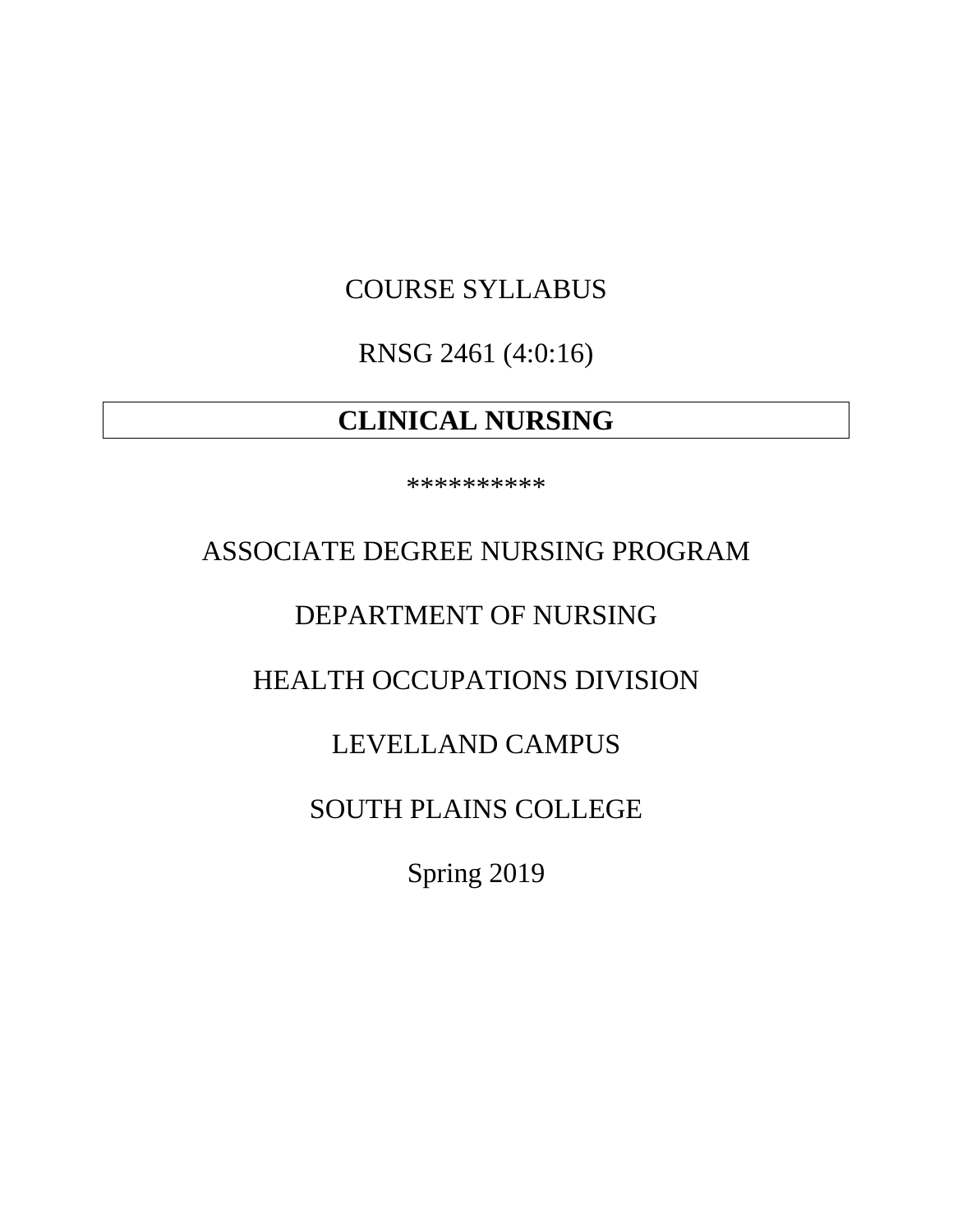COURSE SYLLABUS

RNSG 2461 (4:0:16)

# CLINICAL NURSING

**********

ASSOCIATE DEGREE NURSING PROGRAM

DEPARTMENT OF NURSING

HEALTH OCCUPATIONS DIVISION

LEVELLAND CAMPUS

SOUTH PLAINS COLLEGE

Spring 2019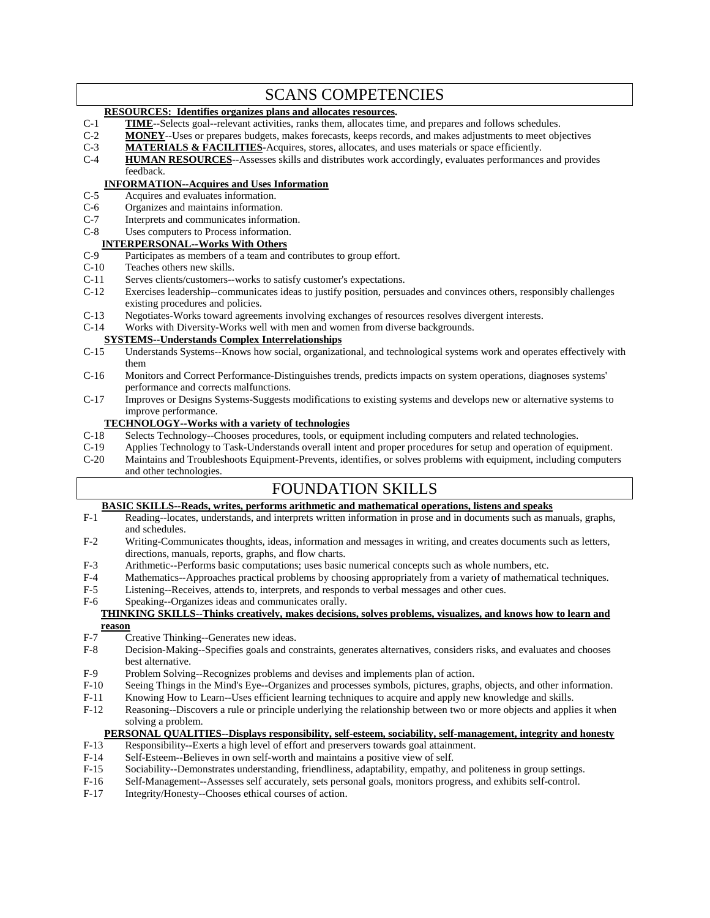# SCANS COMPETENCIES

**RESOURCES: Identifies organizes plans and allocates resources.**

- C-1 **TIME**--Selects goal--relevant activities, ranks them, allocates time, and prepares and follows schedules.
- C-2 **MONEY**--Uses or prepares budgets, makes forecasts, keeps records, and makes adjustments to meet objectives
- C-3 **MATERIALS & FACILITIES**-Acquires, stores, allocates, and uses materials or space efficiently.
- C-4 **HUMAN RESOURCES**--Assesses skills and distributes work accordingly, evaluates performances and provides feedback.

**INFORMATION--Acquires and Uses Information**

- C-5 Acquires and evaluates information.
- C-6 Organizes and maintains information.
- C-7 Interprets and communicates information.
- C-8 Uses computers to Process information.

**INTERPERSONAL--Works With Others**

- C-9 Participates as members of a team and contributes to group effort.
- C-10 Teaches others new skills.
- C-11 Serves clients/customers--works to satisfy customer's expectations.
- C-12 Exercises leadership--communicates ideas to justify position, persuades and convinces others, responsibly challenges existing procedures and policies.
- C-13 Negotiates-Works toward agreements involving exchanges of resources resolves divergent interests.
- C-14 Works with Diversity-Works well with men and women from diverse backgrounds.

**SYSTEMS--Understands Complex Interrelationships**

- C-15 Understands Systems--Knows how social, organizational, and technological systems work and operates effectively with them
- C-16 Monitors and Correct Performance-Distinguishes trends, predicts impacts on system operations, diagnoses systems' performance and corrects malfunctions.
- C-17 Improves or Designs Systems-Suggests modifications to existing systems and develops new or alternative systems to improve performance.

**TECHNOLOGY--Works with a variety of technologies**

- C-18 Selects Technology--Chooses procedures, tools, or equipment including computers and related technologies.
- C-19 Applies Technology to Task-Understands overall intent and proper procedures for setup and operation of equipment.
- C-20 Maintains and Troubleshoots Equipment-Prevents, identifies, or solves problems with equipment, including computers and other technologies.

# FOUNDATION SKILLS

**BASIC SKILLS--Reads, writes, performs arithmetic and mathematical operations, listens and speaks**

- F-1 Reading--locates, understands, and interprets written information in prose and in documents such as manuals, graphs, and schedules.
- F-2 Writing-Communicates thoughts, ideas, information and messages in writing, and creates documents such as letters, directions, manuals, reports, graphs, and flow charts.
- F-3 Arithmetic--Performs basic computations; uses basic numerical concepts such as whole numbers, etc.
- F-4 Mathematics--Approaches practical problems by choosing appropriately from a variety of mathematical techniques.
- F-5 Listening--Receives, attends to, interprets, and responds to verbal messages and other cues.
- F-6 Speaking--Organizes ideas and communicates orally.

**THINKING SKILLS--Thinks creatively, makes decisions, solves problems, visualizes, and knows how to learn and reason**

- F-7 Creative Thinking--Generates new ideas.
- F-8 Decision-Making--Specifies goals and constraints, generates alternatives, considers risks, and evaluates and chooses best alternative.
- F-9 Problem Solving--Recognizes problems and devises and implements plan of action.
- F-10 Seeing Things in the Mind's Eye--Organizes and processes symbols, pictures, graphs, objects, and other information.
- F-11 Knowing How to Learn--Uses efficient learning techniques to acquire and apply new knowledge and skills.
- F-12 Reasoning--Discovers a rule or principle underlying the relationship between two or more objects and applies it when solving a problem.

**PERSONAL QUALITIES--Displays responsibility, self-esteem, sociability, self-management, integrity and honesty**

- F-13 Responsibility--Exerts a high level of effort and preservers towards goal attainment.
- F-14 Self-Esteem--Believes in own self-worth and maintains a positive view of self.
- F-15 Sociability--Demonstrates understanding, friendliness, adaptability, empathy, and politeness in group settings.
- F-16 Self-Management--Assesses self accurately, sets personal goals, monitors progress, and exhibits self-control.
- F-17 Integrity/Honesty--Chooses ethical courses of action.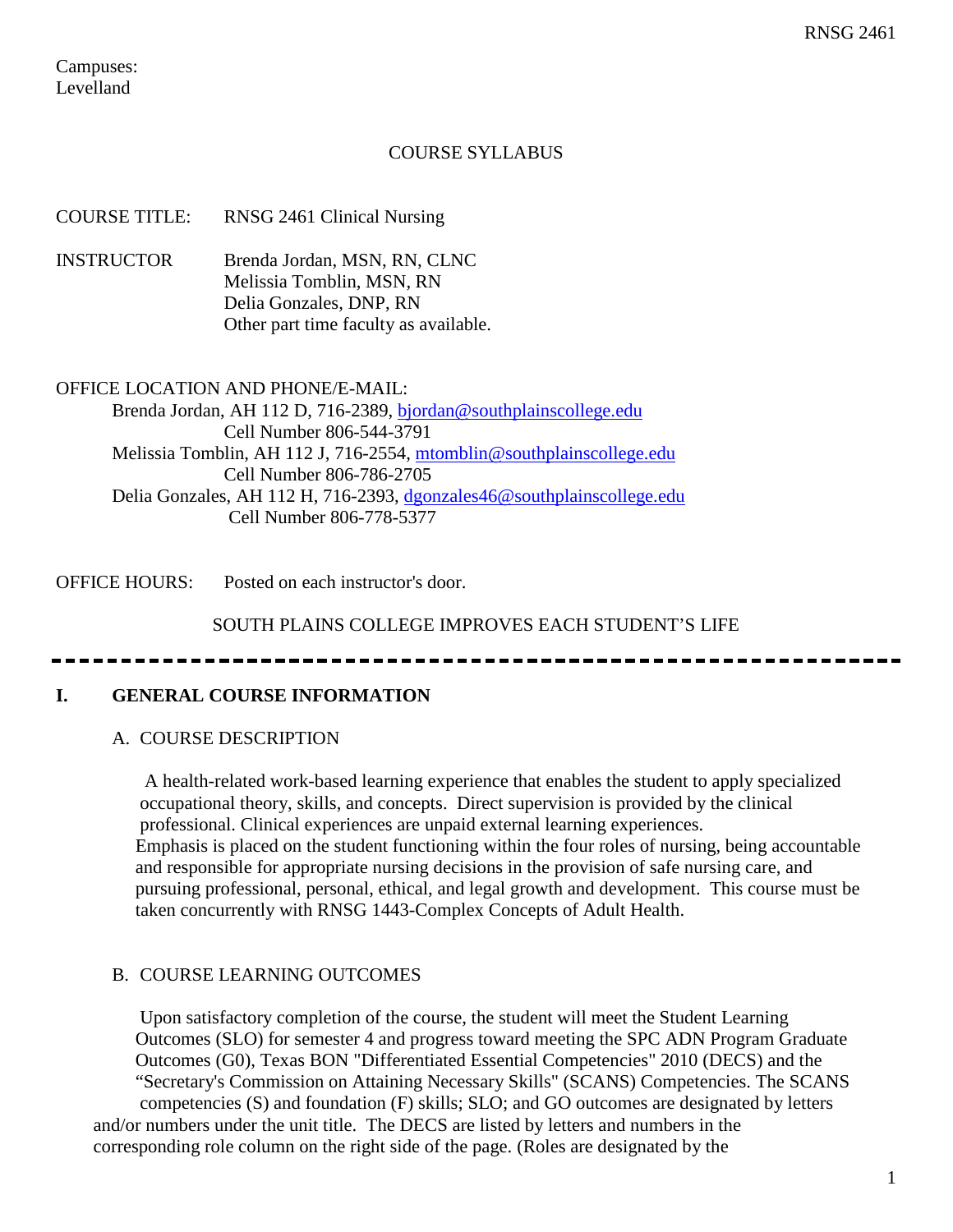Campuses:
Levelland

COURSE SYLLABUS

COURSE TITLE: RNSG 2461 Clinical Nursing

INSTRUCTOR Brenda Jordan, MSN, RN, CLNC
Melissia Tomblin, MSN, RN
Delia Gonzales, DNP, RN
Other part time faculty as available.

OFFICE LOCATION AND PHONE/E-MAIL:

Brenda Jordan, AH 112 D, 716-2389, bjordan@southplainscollege.edu
Cell Number 806-544-3791
Melissia Tomblin, AH 112 J, 716-2554, mtomblin@southplainscollege.edu
Cell Number 806-786-2705
Delia Gonzales, AH 112 H, 716-2393, dgonzales46@southplainscollege.edu
Cell Number 806-778-5377

OFFICE HOURS: Posted on each instructor's door.

SOUTH PLAINS COLLEGE IMPROVES EACH STUDENT'S LIFE

---

## I. GENERAL COURSE INFORMATION

### A. COURSE DESCRIPTION

A health-related work-based learning experience that enables the student to apply specialized occupational theory, skills, and concepts. Direct supervision is provided by the clinical professional. Clinical experiences are unpaid external learning experiences. Emphasis is placed on the student functioning within the four roles of nursing, being accountable and responsible for appropriate nursing decisions in the provision of safe nursing care, and pursuing professional, personal, ethical, and legal growth and development. This course must be taken concurrently with RNSG 1443-Complex Concepts of Adult Health.

### B. COURSE LEARNING OUTCOMES

Upon satisfactory completion of the course, the student will meet the Student Learning Outcomes (SLO) for semester 4 and progress toward meeting the SPC ADN Program Graduate Outcomes (G0), Texas BON "Differentiated Essential Competencies" 2010 (DECS) and the "Secretary's Commission on Attaining Necessary Skills" (SCANS) Competencies. The SCANS competencies (S) and foundation (F) skills; SLO; and GO outcomes are designated by letters and/or numbers under the unit title. The DECS are listed by letters and numbers in the corresponding role column on the right side of the page. (Roles are designated by the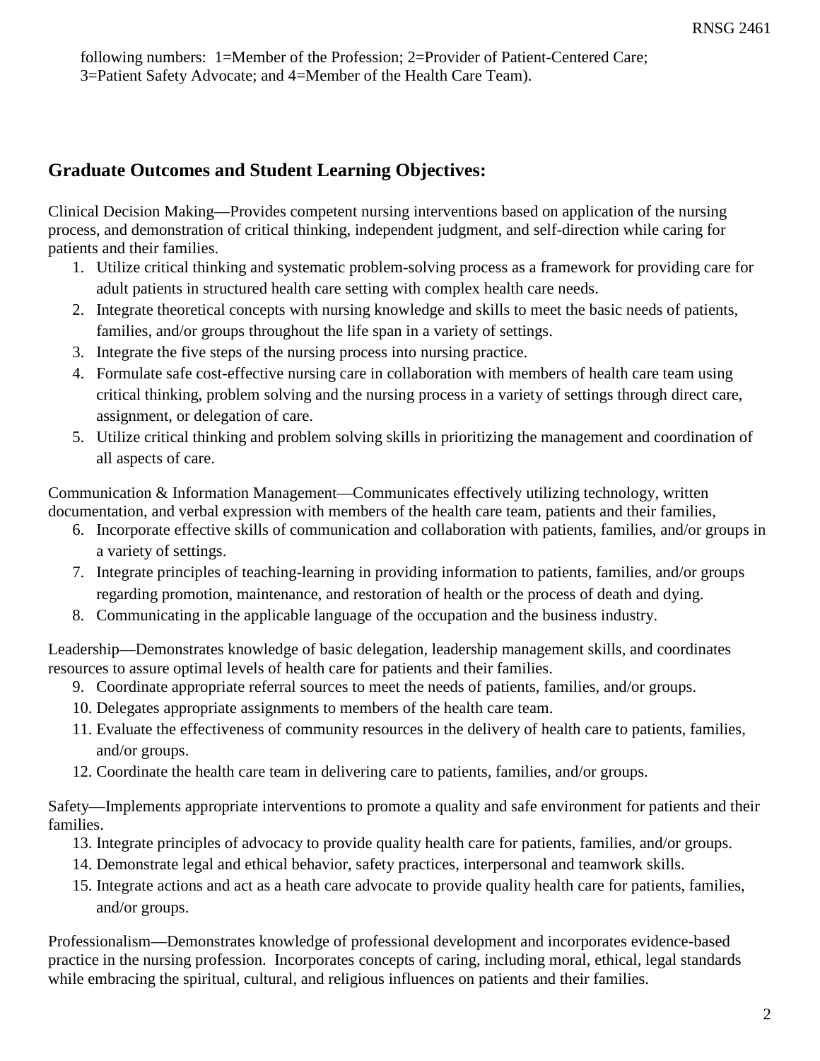following numbers: 1=Member of the Profession; 2=Provider of Patient-Centered Care; 3=Patient Safety Advocate; and 4=Member of the Health Care Team).

## Graduate Outcomes and Student Learning Objectives:

Clinical Decision Making—Provides competent nursing interventions based on application of the nursing process, and demonstration of critical thinking, independent judgment, and self-direction while caring for patients and their families.

1. Utilize critical thinking and systematic problem-solving process as a framework for providing care for adult patients in structured health care setting with complex health care needs.
2. Integrate theoretical concepts with nursing knowledge and skills to meet the basic needs of patients, families, and/or groups throughout the life span in a variety of settings.
3. Integrate the five steps of the nursing process into nursing practice.
4. Formulate safe cost-effective nursing care in collaboration with members of health care team using critical thinking, problem solving and the nursing process in a variety of settings through direct care, assignment, or delegation of care.
5. Utilize critical thinking and problem solving skills in prioritizing the management and coordination of all aspects of care.

Communication & Information Management—Communicates effectively utilizing technology, written documentation, and verbal expression with members of the health care team, patients and their families,

6. Incorporate effective skills of communication and collaboration with patients, families, and/or groups in a variety of settings.
7. Integrate principles of teaching-learning in providing information to patients, families, and/or groups regarding promotion, maintenance, and restoration of health or the process of death and dying.
8. Communicating in the applicable language of the occupation and the business industry.

Leadership—Demonstrates knowledge of basic delegation, leadership management skills, and coordinates resources to assure optimal levels of health care for patients and their families.

9. Coordinate appropriate referral sources to meet the needs of patients, families, and/or groups.
10. Delegates appropriate assignments to members of the health care team.
11. Evaluate the effectiveness of community resources in the delivery of health care to patients, families, and/or groups.
12. Coordinate the health care team in delivering care to patients, families, and/or groups.

Safety—Implements appropriate interventions to promote a quality and safe environment for patients and their families.

13. Integrate principles of advocacy to provide quality health care for patients, families, and/or groups.
14. Demonstrate legal and ethical behavior, safety practices, interpersonal and teamwork skills.
15. Integrate actions and act as a heath care advocate to provide quality health care for patients, families, and/or groups.

Professionalism—Demonstrates knowledge of professional development and incorporates evidence-based practice in the nursing profession. Incorporates concepts of caring, including moral, ethical, legal standards while embracing the spiritual, cultural, and religious influences on patients and their families.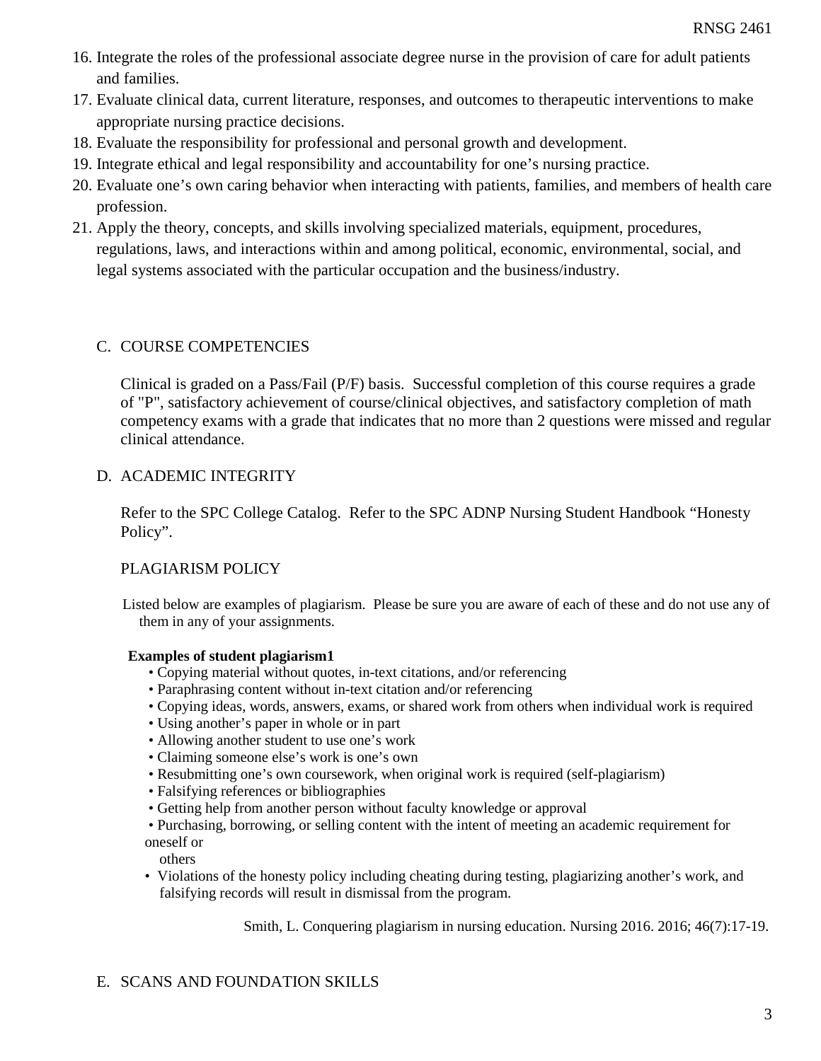16. Integrate the roles of the professional associate degree nurse in the provision of care for adult patients and families.
17. Evaluate clinical data, current literature, responses, and outcomes to therapeutic interventions to make appropriate nursing practice decisions.
18. Evaluate the responsibility for professional and personal growth and development.
19. Integrate ethical and legal responsibility and accountability for one's nursing practice.
20. Evaluate one's own caring behavior when interacting with patients, families, and members of health care profession.
21. Apply the theory, concepts, and skills involving specialized materials, equipment, procedures, regulations, laws, and interactions within and among political, economic, environmental, social, and legal systems associated with the particular occupation and the business/industry.

## C. COURSE COMPETENCIES

Clinical is graded on a Pass/Fail (P/F) basis. Successful completion of this course requires a grade of "P", satisfactory achievement of course/clinical objectives, and satisfactory completion of math competency exams with a grade that indicates that no more than 2 questions were missed and regular clinical attendance.

## D. ACADEMIC INTEGRITY

Refer to the SPC College Catalog. Refer to the SPC ADNP Nursing Student Handbook "Honesty Policy".

PLAGIARISM POLICY

Listed below are examples of plagiarism. Please be sure you are aware of each of these and do not use any of them in any of your assignments.

**Examples of student plagiarism1**

- Copying material without quotes, in-text citations, and/or referencing
- Paraphrasing content without in-text citation and/or referencing
- Copying ideas, words, answers, exams, or shared work from others when individual work is required
- Using another's paper in whole or in part
- Allowing another student to use one's work
- Claiming someone else's work is one's own
- Resubmitting one's own coursework, when original work is required (self-plagiarism)
- Falsifying references or bibliographies
- Getting help from another person without faculty knowledge or approval
- Purchasing, borrowing, or selling content with the intent of meeting an academic requirement for oneself or others
- Violations of the honesty policy including cheating during testing, plagiarizing another's work, and falsifying records will result in dismissal from the program.

Smith, L. Conquering plagiarism in nursing education. Nursing 2016. 2016; 46(7):17-19.

## E. SCANS AND FOUNDATION SKILLS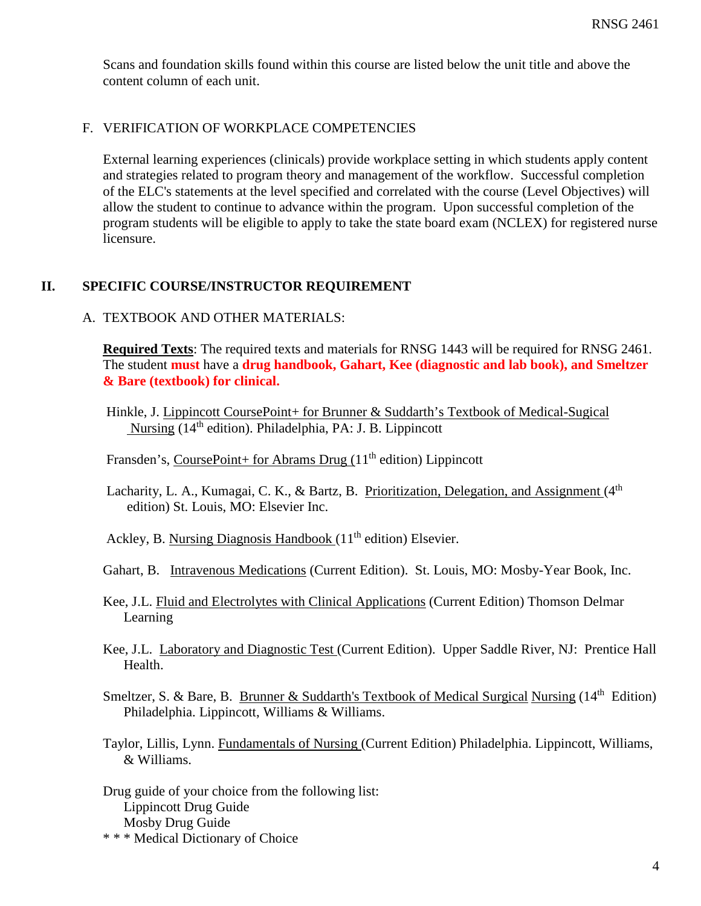Scans and foundation skills found within this course are listed below the unit title and above the content column of each unit.

F. VERIFICATION OF WORKPLACE COMPETENCIES

External learning experiences (clinicals) provide workplace setting in which students apply content and strategies related to program theory and management of the workflow. Successful completion of the ELC's statements at the level specified and correlated with the course (Level Objectives) will allow the student to continue to advance within the program. Upon successful completion of the program students will be eligible to apply to take the state board exam (NCLEX) for registered nurse licensure.

## II. SPECIFIC COURSE/INSTRUCTOR REQUIREMENT

A. TEXTBOOK AND OTHER MATERIALS:

**Required Texts**: The required texts and materials for RNSG 1443 will be required for RNSG 2461. The student **must** have a **drug handbook, Gahart, Kee (diagnostic and lab book), and Smeltzer & Bare (textbook) for clinical.**

Hinkle, J. Lippincott CoursePoint+ for Brunner & Suddarth's Textbook of Medical-Sugical Nursing (14th edition). Philadelphia, PA: J. B. Lippincott

Fransden's, CoursePoint+ for Abrams Drug (11th edition) Lippincott

Lacharity, L. A., Kumagai, C. K., & Bartz, B. Prioritization, Delegation, and Assignment (4th edition) St. Louis, MO: Elsevier Inc.

Ackley, B. Nursing Diagnosis Handbook (11th edition) Elsevier.

Gahart, B. Intravenous Medications (Current Edition). St. Louis, MO: Mosby-Year Book, Inc.

Kee, J.L. Fluid and Electrolytes with Clinical Applications (Current Edition) Thomson Delmar Learning

Kee, J.L. Laboratory and Diagnostic Test (Current Edition). Upper Saddle River, NJ: Prentice Hall Health.

Smeltzer, S. & Bare, B. Brunner & Suddarth's Textbook of Medical Surgical Nursing (14th Edition) Philadelphia. Lippincott, Williams & Williams.

Taylor, Lillis, Lynn. Fundamentals of Nursing (Current Edition) Philadelphia. Lippincott, Williams, & Williams.

Drug guide of your choice from the following list:
- Lippincott Drug Guide
- Mosby Drug Guide

* * * Medical Dictionary of Choice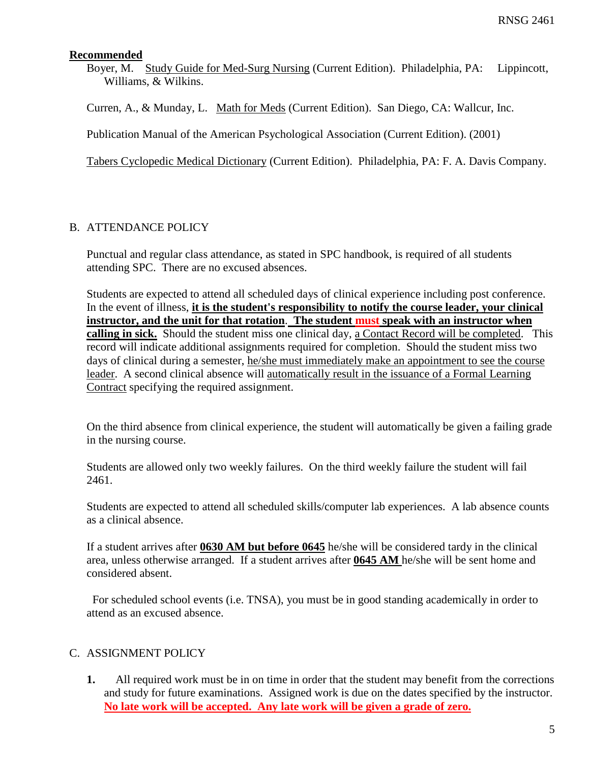**Recommended**

Boyer, M. Study Guide for Med-Surg Nursing (Current Edition). Philadelphia, PA: Lippincott, Williams, & Wilkins.

Curren, A., & Munday, L. Math for Meds (Current Edition). San Diego, CA: Wallcur, Inc.

Publication Manual of the American Psychological Association (Current Edition). (2001)

Tabers Cyclopedic Medical Dictionary (Current Edition). Philadelphia, PA: F. A. Davis Company.

## B. ATTENDANCE POLICY

Punctual and regular class attendance, as stated in SPC handbook, is required of all students attending SPC. There are no excused absences.

Students are expected to attend all scheduled days of clinical experience including post conference. In the event of illness, **it is the student's responsibility to notify the course leader, your clinical instructor, and the unit for that rotation**. **The student must speak with an instructor when calling in sick.** Should the student miss one clinical day, a Contact Record will be completed. This record will indicate additional assignments required for completion. Should the student miss two days of clinical during a semester, he/she must immediately make an appointment to see the course leader. A second clinical absence will automatically result in the issuance of a Formal Learning Contract specifying the required assignment.

On the third absence from clinical experience, the student will automatically be given a failing grade in the nursing course.

Students are allowed only two weekly failures. On the third weekly failure the student will fail 2461.

Students are expected to attend all scheduled skills/computer lab experiences. A lab absence counts as a clinical absence.

If a student arrives after **0630 AM but before 0645** he/she will be considered tardy in the clinical area, unless otherwise arranged. If a student arrives after **0645 AM** he/she will be sent home and considered absent.

For scheduled school events (i.e. TNSA), you must be in good standing academically in order to attend as an excused absence.

## C. ASSIGNMENT POLICY

1. All required work must be in on time in order that the student may benefit from the corrections and study for future examinations. Assigned work is due on the dates specified by the instructor. **No late work will be accepted. Any late work will be given a grade of zero.**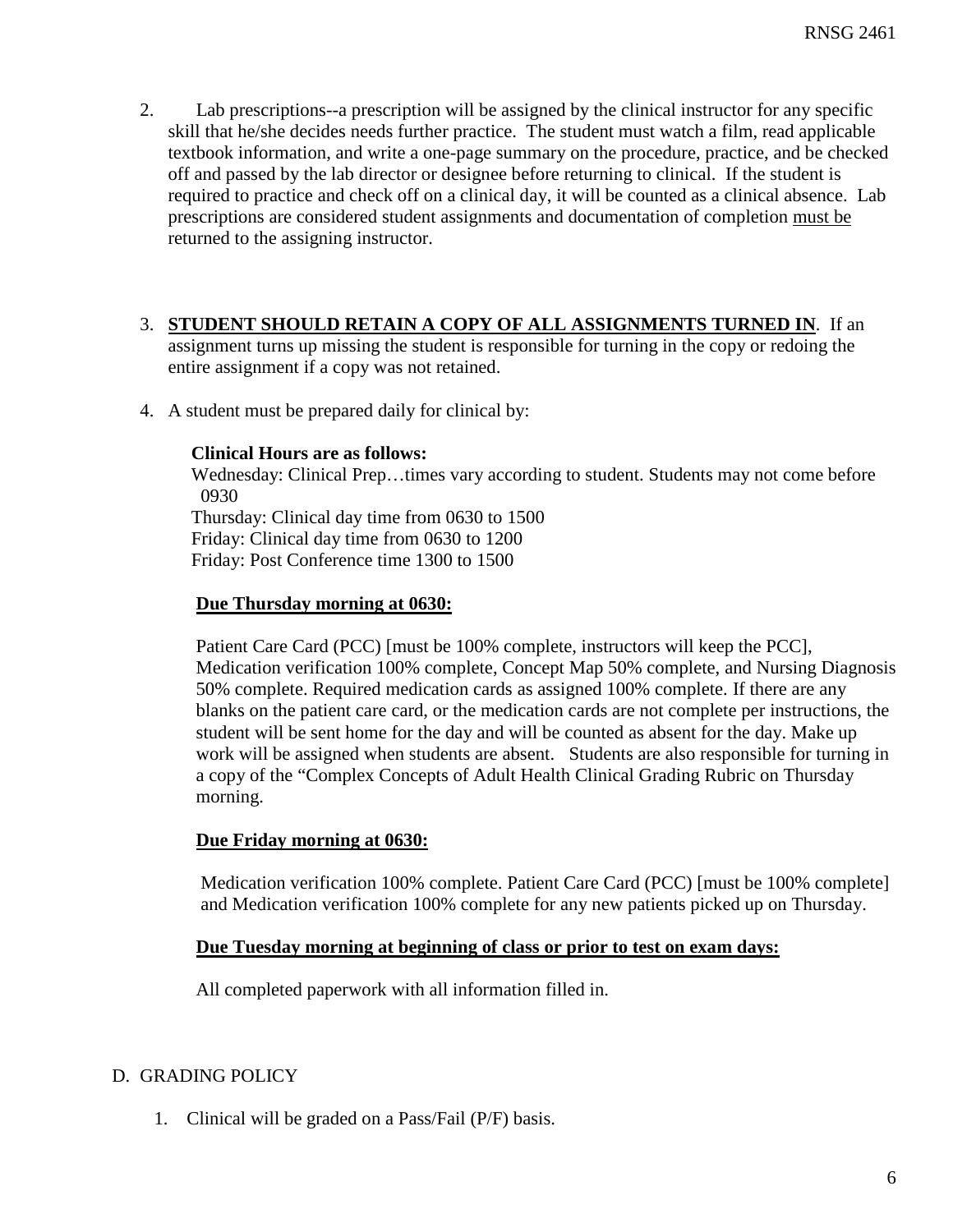2. Lab prescriptions--a prescription will be assigned by the clinical instructor for any specific skill that he/she decides needs further practice. The student must watch a film, read applicable textbook information, and write a one-page summary on the procedure, practice, and be checked off and passed by the lab director or designee before returning to clinical. If the student is required to practice and check off on a clinical day, it will be counted as a clinical absence. Lab prescriptions are considered student assignments and documentation of completion <u>must be</u> returned to the assigning instructor.

3. **<u>STUDENT SHOULD RETAIN A COPY OF ALL ASSIGNMENTS TURNED IN</u>**. If an assignment turns up missing the student is responsible for turning in the copy or redoing the entire assignment if a copy was not retained.

4. A student must be prepared daily for clinical by:

   **Clinical Hours are as follows:**
   Wednesday: Clinical Prep…times vary according to student. Students may not come before 0930
   Thursday: Clinical day time from 0630 to 1500
   Friday: Clinical day time from 0630 to 1200
   Friday: Post Conference time 1300 to 1500

   **<u>Due Thursday morning at 0630:</u>**

   Patient Care Card (PCC) [must be 100% complete, instructors will keep the PCC], Medication verification 100% complete, Concept Map 50% complete, and Nursing Diagnosis 50% complete. Required medication cards as assigned 100% complete. If there are any blanks on the patient care card, or the medication cards are not complete per instructions, the student will be sent home for the day and will be counted as absent for the day. Make up work will be assigned when students are absent. Students are also responsible for turning in a copy of the "Complex Concepts of Adult Health Clinical Grading Rubric on Thursday morning.

   **<u>Due Friday morning at 0630:</u>**

   Medication verification 100% complete. Patient Care Card (PCC) [must be 100% complete] and Medication verification 100% complete for any new patients picked up on Thursday.

   **<u>Due Tuesday morning at beginning of class or prior to test on exam days:</u>**

   All completed paperwork with all information filled in.

D. GRADING POLICY

1. Clinical will be graded on a Pass/Fail (P/F) basis.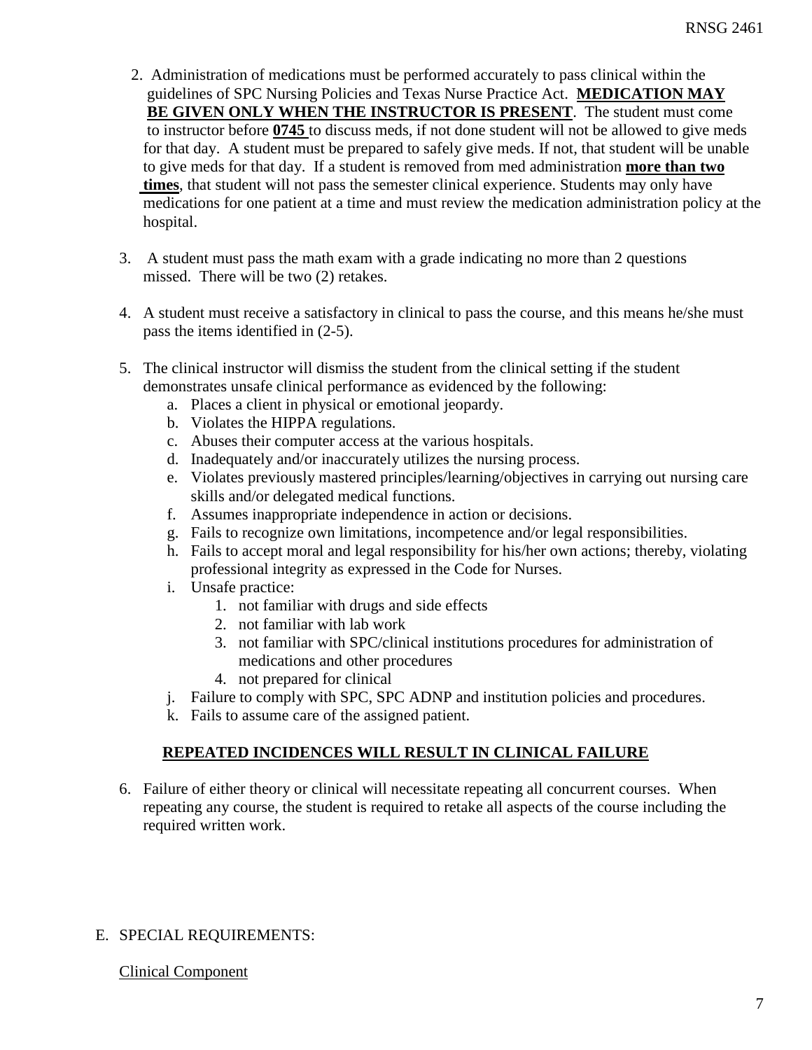2. Administration of medications must be performed accurately to pass clinical within the guidelines of SPC Nursing Policies and Texas Nurse Practice Act. **MEDICATION MAY BE GIVEN ONLY WHEN THE INSTRUCTOR IS PRESENT**. The student must come to instructor before **0745** to discuss meds, if not done student will not be allowed to give meds for that day. A student must be prepared to safely give meds. If not, that student will be unable to give meds for that day. If a student is removed from med administration **more than two times**, that student will not pass the semester clinical experience. Students may only have medications for one patient at a time and must review the medication administration policy at the hospital.

3. A student must pass the math exam with a grade indicating no more than 2 questions missed. There will be two (2) retakes.

4. A student must receive a satisfactory in clinical to pass the course, and this means he/she must pass the items identified in (2-5).

5. The clinical instructor will dismiss the student from the clinical setting if the student demonstrates unsafe clinical performance as evidenced by the following:
   a. Places a client in physical or emotional jeopardy.
   b. Violates the HIPPA regulations.
   c. Abuses their computer access at the various hospitals.
   d. Inadequately and/or inaccurately utilizes the nursing process.
   e. Violates previously mastered principles/learning/objectives in carrying out nursing care skills and/or delegated medical functions.
   f. Assumes inappropriate independence in action or decisions.
   g. Fails to recognize own limitations, incompetence and/or legal responsibilities.
   h. Fails to accept moral and legal responsibility for his/her own actions; thereby, violating professional integrity as expressed in the Code for Nurses.
   i. Unsafe practice:
      1. not familiar with drugs and side effects
      2. not familiar with lab work
      3. not familiar with SPC/clinical institutions procedures for administration of medications and other procedures
      4. not prepared for clinical
   j. Failure to comply with SPC, SPC ADNP and institution policies and procedures.
   k. Fails to assume care of the assigned patient.

**REPEATED INCIDENCES WILL RESULT IN CLINICAL FAILURE**

6. Failure of either theory or clinical will necessitate repeating all concurrent courses. When repeating any course, the student is required to retake all aspects of the course including the required written work.

E. SPECIAL REQUIREMENTS:

Clinical Component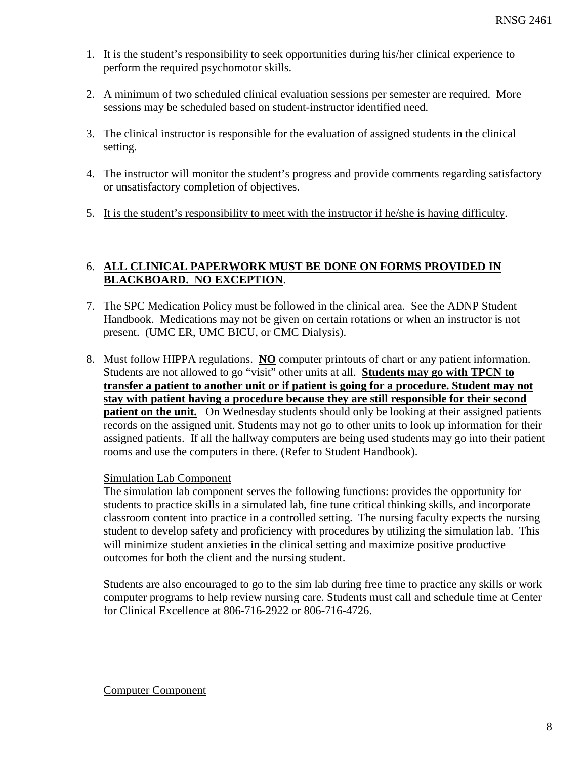1. It is the student's responsibility to seek opportunities during his/her clinical experience to perform the required psychomotor skills.

2. A minimum of two scheduled clinical evaluation sessions per semester are required. More sessions may be scheduled based on student-instructor identified need.

3. The clinical instructor is responsible for the evaluation of assigned students in the clinical setting.

4. The instructor will monitor the student's progress and provide comments regarding satisfactory or unsatisfactory completion of objectives.

5. <u>It is the student's responsibility to meet with the instructor if he/she is having difficulty</u>.

6. <u>**ALL CLINICAL PAPERWORK MUST BE DONE ON FORMS PROVIDED IN BLACKBOARD. NO EXCEPTION**</u>.

7. The SPC Medication Policy must be followed in the clinical area. See the ADNP Student Handbook. Medications may not be given on certain rotations or when an instructor is not present. (UMC ER, UMC BICU, or CMC Dialysis).

8. Must follow HIPPA regulations. <u>**NO**</u> computer printouts of chart or any patient information. Students are not allowed to go "visit" other units at all. <u>**Students may go with TPCN to transfer a patient to another unit or if patient is going for a procedure. Student may not stay with patient having a procedure because they are still responsible for their second patient on the unit.**</u> On Wednesday students should only be looking at their assigned patients records on the assigned unit. Students may not go to other units to look up information for their assigned patients. If all the hallway computers are being used students may go into their patient rooms and use the computers in there. (Refer to Student Handbook).

<u>Simulation Lab Component</u>

The simulation lab component serves the following functions: provides the opportunity for students to practice skills in a simulated lab, fine tune critical thinking skills, and incorporate classroom content into practice in a controlled setting. The nursing faculty expects the nursing student to develop safety and proficiency with procedures by utilizing the simulation lab. This will minimize student anxieties in the clinical setting and maximize positive productive outcomes for both the client and the nursing student.

Students are also encouraged to go to the sim lab during free time to practice any skills or work computer programs to help review nursing care. Students must call and schedule time at Center for Clinical Excellence at 806-716-2922 or 806-716-4726.

<u>Computer Component</u>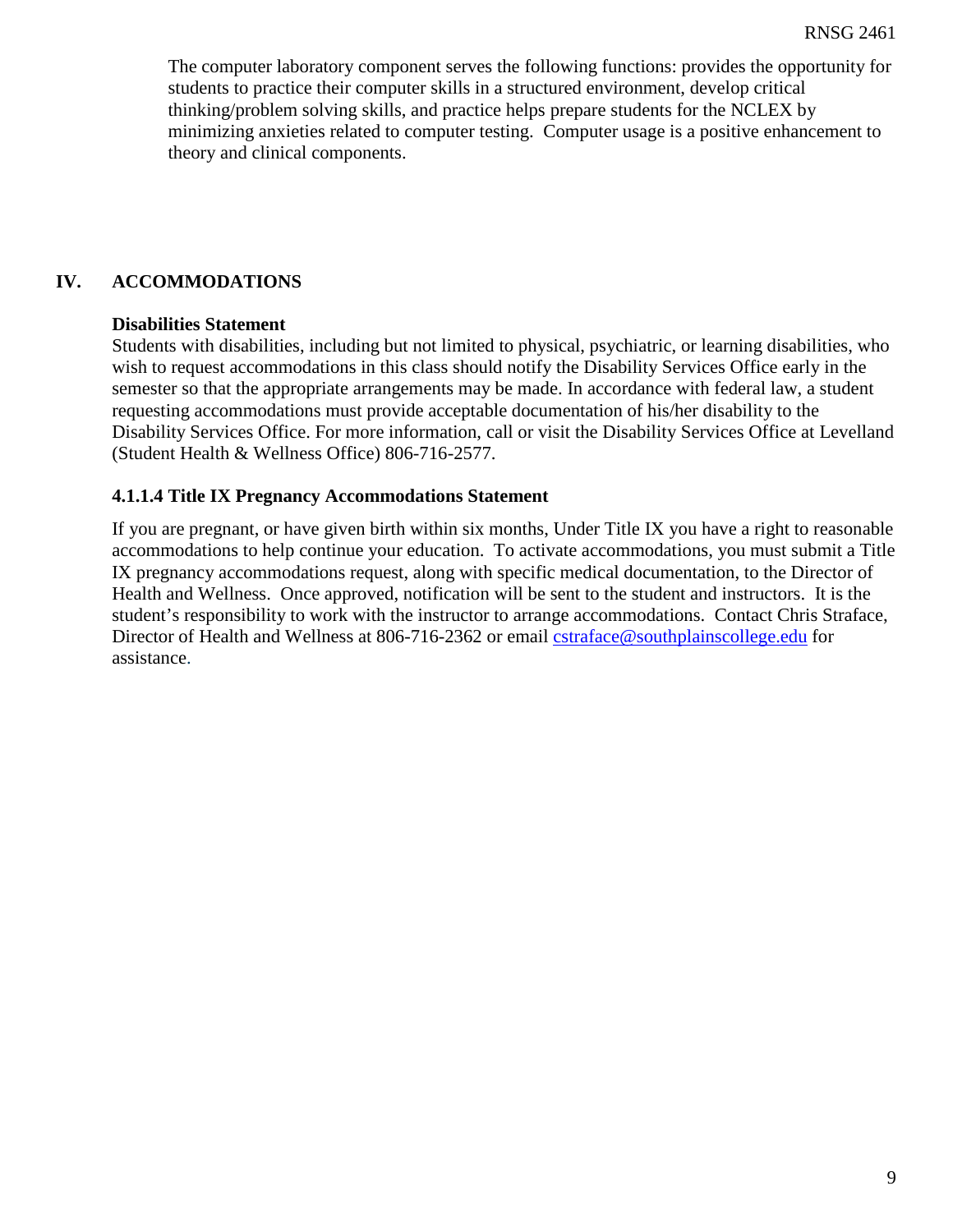The computer laboratory component serves the following functions: provides the opportunity for students to practice their computer skills in a structured environment, develop critical thinking/problem solving skills, and practice helps prepare students for the NCLEX by minimizing anxieties related to computer testing. Computer usage is a positive enhancement to theory and clinical components.

## IV. ACCOMMODATIONS

**Disabilities Statement**

Students with disabilities, including but not limited to physical, psychiatric, or learning disabilities, who wish to request accommodations in this class should notify the Disability Services Office early in the semester so that the appropriate arrangements may be made. In accordance with federal law, a student requesting accommodations must provide acceptable documentation of his/her disability to the Disability Services Office. For more information, call or visit the Disability Services Office at Levelland (Student Health & Wellness Office) 806-716-2577.

**4.1.1.4 Title IX Pregnancy Accommodations Statement**

If you are pregnant, or have given birth within six months, Under Title IX you have a right to reasonable accommodations to help continue your education. To activate accommodations, you must submit a Title IX pregnancy accommodations request, along with specific medical documentation, to the Director of Health and Wellness. Once approved, notification will be sent to the student and instructors. It is the student's responsibility to work with the instructor to arrange accommodations. Contact Chris Straface, Director of Health and Wellness at 806-716-2362 or email cstraface@southplainscollege.edu for assistance.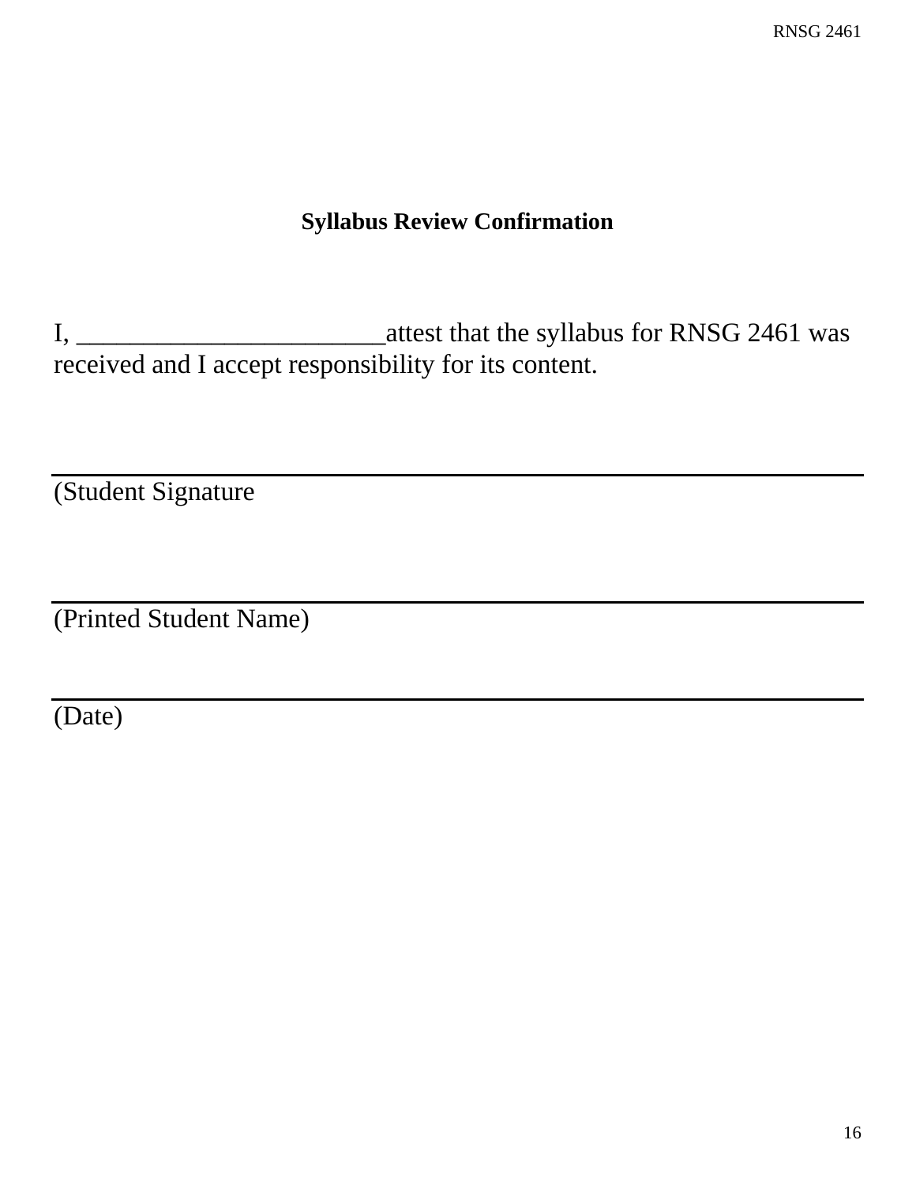## Syllabus Review Confirmation

I, _______________________attest that the syllabus for RNSG 2461 was received and I accept responsibility for its content.

______________________________________________

(Student Signature

______________________________________________

(Printed Student Name)

______________________________________________

(Date)